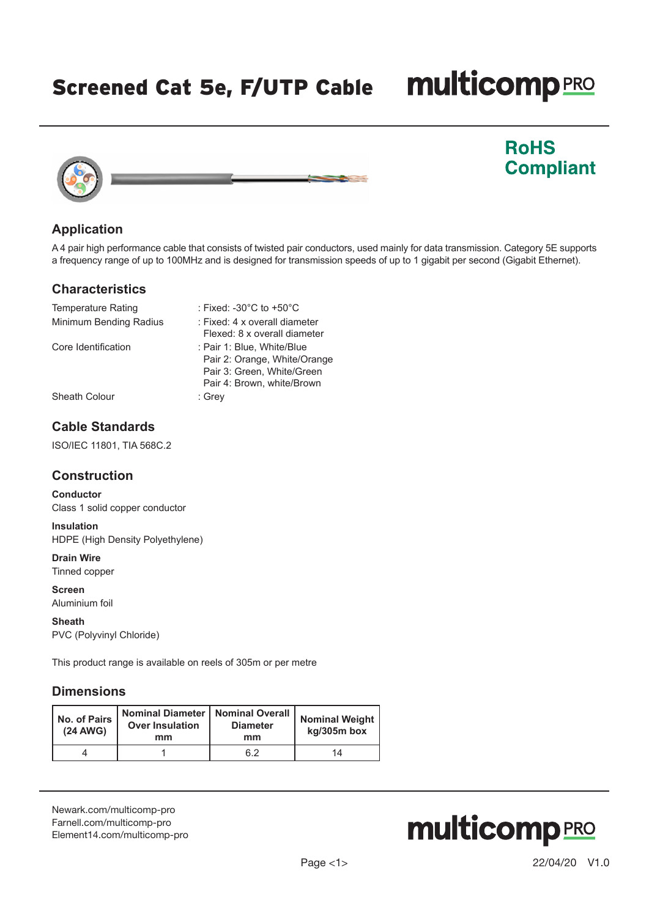# Screened Cat 5e, F/UTP Cable

multicomp PRO

**RoHS Compliant**

## Application

A 4 pair high performance cable that consists of twisted pair conductors, used mainly for data transmission. Category 5E supports a frequency range of up to 100MHz and is designed for transmission speeds of up to 1 gigabit per second (Gigabit Ethernet).

## Characteristics

Temperature Rating : Fixed: -30°C to +50°C

Minimum Bending Radius : Fixed: 4 x overall diameter
Flexed: 8 x overall diameter

Core Identification : Pair 1: Blue, White/Blue
Pair 2: Orange, White/Orange
Pair 3: Green, White/Green
Pair 4: Brown, white/Brown

Sheath Colour : Grey

## Cable Standards

ISO/IEC 11801, TIA 568C.2

## Construction

**Conductor**
Class 1 solid copper conductor

**Insulation**
HDPE (High Density Polyethylene)

**Drain Wire**
Tinned copper

**Screen**
Aluminium foil

**Sheath**
PVC (Polyvinyl Chloride)

This product range is available on reels of 305m or per metre

## Dimensions

| No. of Pairs (24 AWG) | Nominal Diameter Over Insulation mm | Nominal Overall Diameter mm | Nominal Weight kg/305m box |
|---|---|---|---|
| 4 | 1 | 6.2 | 14 |

Newark.com/multicomp-pro
Farnell.com/multicomp-pro
Element14.com/multicomp-pro

22/04/20 V1.0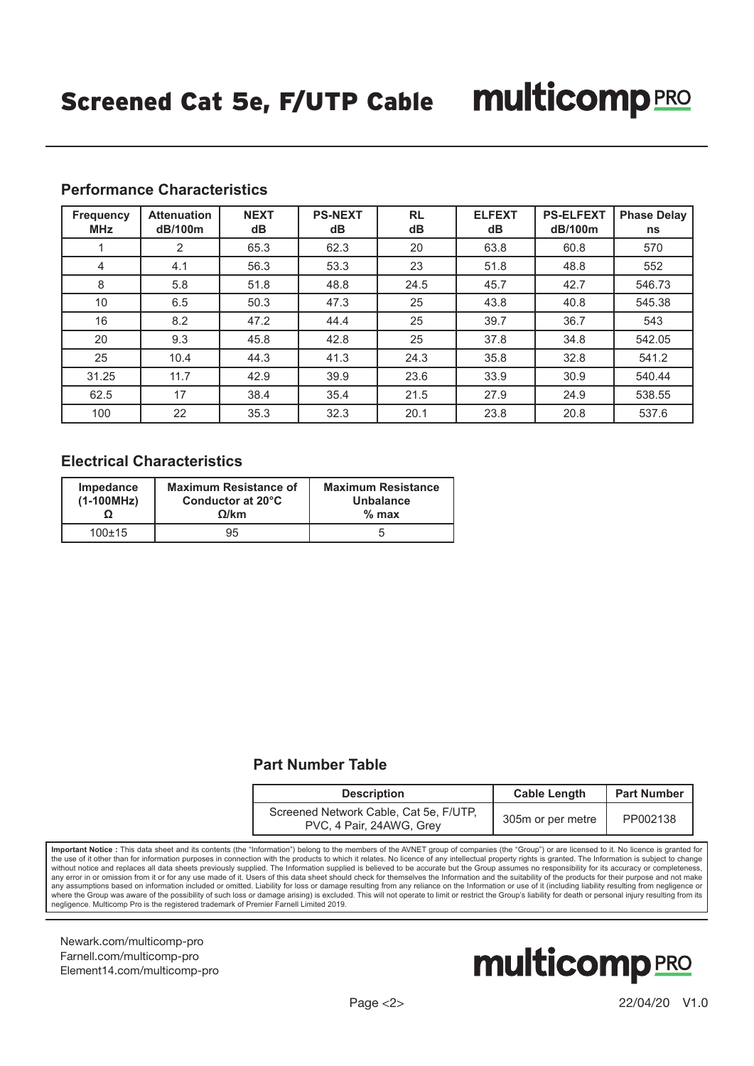# Screened Cat 5e, F/UTP Cable

## Performance Characteristics

| Frequency MHz | Attenuation dB/100m | NEXT dB | PS-NEXT dB | RL dB | ELFEXT dB | PS-ELFEXT dB/100m | Phase Delay ns |
|---|---|---|---|---|---|---|---|
| 1 | 2 | 65.3 | 62.3 | 20 | 63.8 | 60.8 | 570 |
| 4 | 4.1 | 56.3 | 53.3 | 23 | 51.8 | 48.8 | 552 |
| 8 | 5.8 | 51.8 | 48.8 | 24.5 | 45.7 | 42.7 | 546.73 |
| 10 | 6.5 | 50.3 | 47.3 | 25 | 43.8 | 40.8 | 545.38 |
| 16 | 8.2 | 47.2 | 44.4 | 25 | 39.7 | 36.7 | 543 |
| 20 | 9.3 | 45.8 | 42.8 | 25 | 37.8 | 34.8 | 542.05 |
| 25 | 10.4 | 44.3 | 41.3 | 24.3 | 35.8 | 32.8 | 541.2 |
| 31.25 | 11.7 | 42.9 | 39.9 | 23.6 | 33.9 | 30.9 | 540.44 |
| 62.5 | 17 | 38.4 | 35.4 | 21.5 | 27.9 | 24.9 | 538.55 |
| 100 | 22 | 35.3 | 32.3 | 20.1 | 23.8 | 20.8 | 537.6 |

## Electrical Characteristics

| Impedance (1-100MHz) Ω | Maximum Resistance of Conductor at 20°C Ω/km | Maximum Resistance Unbalance % max |
|---|---|---|
| 100±15 | 95 | 5 |

## Part Number Table

| Description | Cable Length | Part Number |
|---|---|---|
| Screened Network Cable, Cat 5e, F/UTP, PVC, 4 Pair, 24AWG, Grey | 305m or per metre | PP002138 |

**Important Notice :** This data sheet and its contents (the "Information") belong to the members of the AVNET group of companies (the "Group") or are licensed to it. No licence is granted for the use of it other than for information purposes in connection with the products to which it relates. No licence of any intellectual property rights is granted. The Information is subject to change without notice and replaces all data sheets previously supplied. The Information supplied is believed to be accurate but the Group assumes no responsibility for its accuracy or completeness, any error in or omission from it or for any use made of it. Users of this data sheet should check for themselves the Information and the suitability of the products for their purpose and not make any assumptions based on information included or omitted. Liability for loss or damage resulting from any reliance on the Information or use of it (including liability resulting from negligence or where the Group was aware of the possibility of such loss or damage arising) is excluded. This will not operate to limit or restrict the Group's liability for death or personal injury resulting from its negligence. Multicomp Pro is the registered trademark of Premier Farnell Limited 2019.

Newark.com/multicomp-pro
Farnell.com/multicomp-pro
Element14.com/multicomp-pro

22/04/20 V1.0